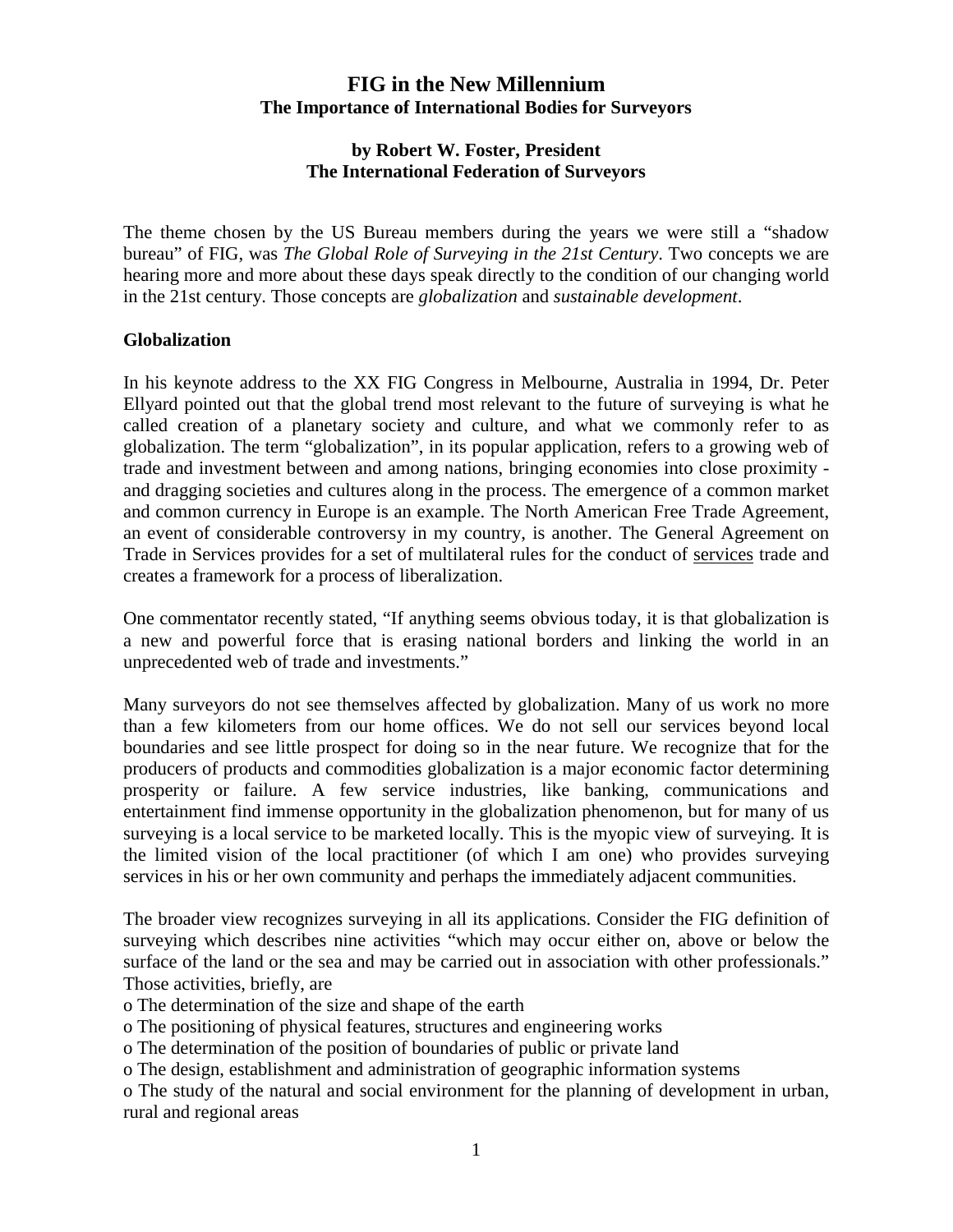# FIG in the New Millennium

**The Importance of International Bodies for Surveyors**

**by Robert W. Foster, President**
**The International Federation of Surveyors**

The theme chosen by the US Bureau members during the years we were still a "shadow bureau" of FIG, was *The Global Role of Surveying in the 21st Century*. Two concepts we are hearing more and more about these days speak directly to the condition of our changing world in the 21st century. Those concepts are *globalization* and *sustainable development*.

## Globalization

In his keynote address to the XX FIG Congress in Melbourne, Australia in 1994, Dr. Peter Ellyard pointed out that the global trend most relevant to the future of surveying is what he called creation of a planetary society and culture, and what we commonly refer to as globalization. The term "globalization", in its popular application, refers to a growing web of trade and investment between and among nations, bringing economies into close proximity - and dragging societies and cultures along in the process. The emergence of a common market and common currency in Europe is an example. The North American Free Trade Agreement, an event of considerable controversy in my country, is another. The General Agreement on Trade in Services provides for a set of multilateral rules for the conduct of services trade and creates a framework for a process of liberalization.

One commentator recently stated, "If anything seems obvious today, it is that globalization is a new and powerful force that is erasing national borders and linking the world in an unprecedented web of trade and investments."

Many surveyors do not see themselves affected by globalization. Many of us work no more than a few kilometers from our home offices. We do not sell our services beyond local boundaries and see little prospect for doing so in the near future. We recognize that for the producers of products and commodities globalization is a major economic factor determining prosperity or failure. A few service industries, like banking, communications and entertainment find immense opportunity in the globalization phenomenon, but for many of us surveying is a local service to be marketed locally. This is the myopic view of surveying. It is the limited vision of the local practitioner (of which I am one) who provides surveying services in his or her own community and perhaps the immediately adjacent communities.

The broader view recognizes surveying in all its applications. Consider the FIG definition of surveying which describes nine activities "which may occur either on, above or below the surface of the land or the sea and may be carried out in association with other professionals." Those activities, briefly, are

- The determination of the size and shape of the earth
- The positioning of physical features, structures and engineering works
- The determination of the position of boundaries of public or private land
- The design, establishment and administration of geographic information systems
- The study of the natural and social environment for the planning of development in urban, rural and regional areas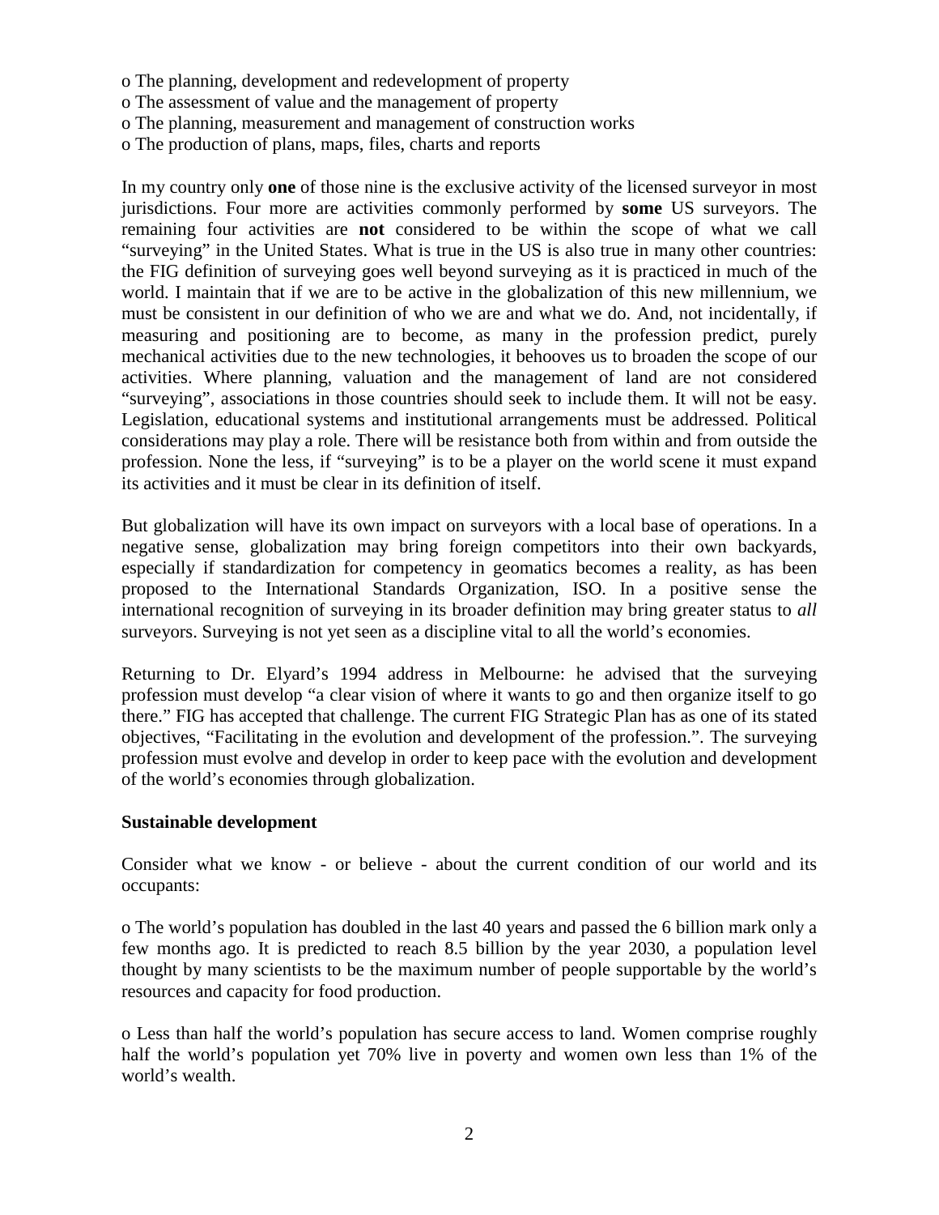- The planning, development and redevelopment of property
- The assessment of value and the management of property
- The planning, measurement and management of construction works
- The production of plans, maps, files, charts and reports

In my country only **one** of those nine is the exclusive activity of the licensed surveyor in most jurisdictions. Four more are activities commonly performed by **some** US surveyors. The remaining four activities are **not** considered to be within the scope of what we call "surveying" in the United States. What is true in the US is also true in many other countries: the FIG definition of surveying goes well beyond surveying as it is practiced in much of the world. I maintain that if we are to be active in the globalization of this new millennium, we must be consistent in our definition of who we are and what we do. And, not incidentally, if measuring and positioning are to become, as many in the profession predict, purely mechanical activities due to the new technologies, it behooves us to broaden the scope of our activities. Where planning, valuation and the management of land are not considered "surveying", associations in those countries should seek to include them. It will not be easy. Legislation, educational systems and institutional arrangements must be addressed. Political considerations may play a role. There will be resistance both from within and from outside the profession. None the less, if "surveying" is to be a player on the world scene it must expand its activities and it must be clear in its definition of itself.

But globalization will have its own impact on surveyors with a local base of operations. In a negative sense, globalization may bring foreign competitors into their own backyards, especially if standardization for competency in geomatics becomes a reality, as has been proposed to the International Standards Organization, ISO. In a positive sense the international recognition of surveying in its broader definition may bring greater status to *all* surveyors. Surveying is not yet seen as a discipline vital to all the world's economies.

Returning to Dr. Elyard's 1994 address in Melbourne: he advised that the surveying profession must develop "a clear vision of where it wants to go and then organize itself to go there." FIG has accepted that challenge. The current FIG Strategic Plan has as one of its stated objectives, "Facilitating in the evolution and development of the profession.". The surveying profession must evolve and develop in order to keep pace with the evolution and development of the world's economies through globalization.

**Sustainable development**

Consider what we know - or believe - about the current condition of our world and its occupants:

- The world's population has doubled in the last 40 years and passed the 6 billion mark only a few months ago. It is predicted to reach 8.5 billion by the year 2030, a population level thought by many scientists to be the maximum number of people supportable by the world's resources and capacity for food production.

- Less than half the world's population has secure access to land. Women comprise roughly half the world's population yet 70% live in poverty and women own less than 1% of the world's wealth.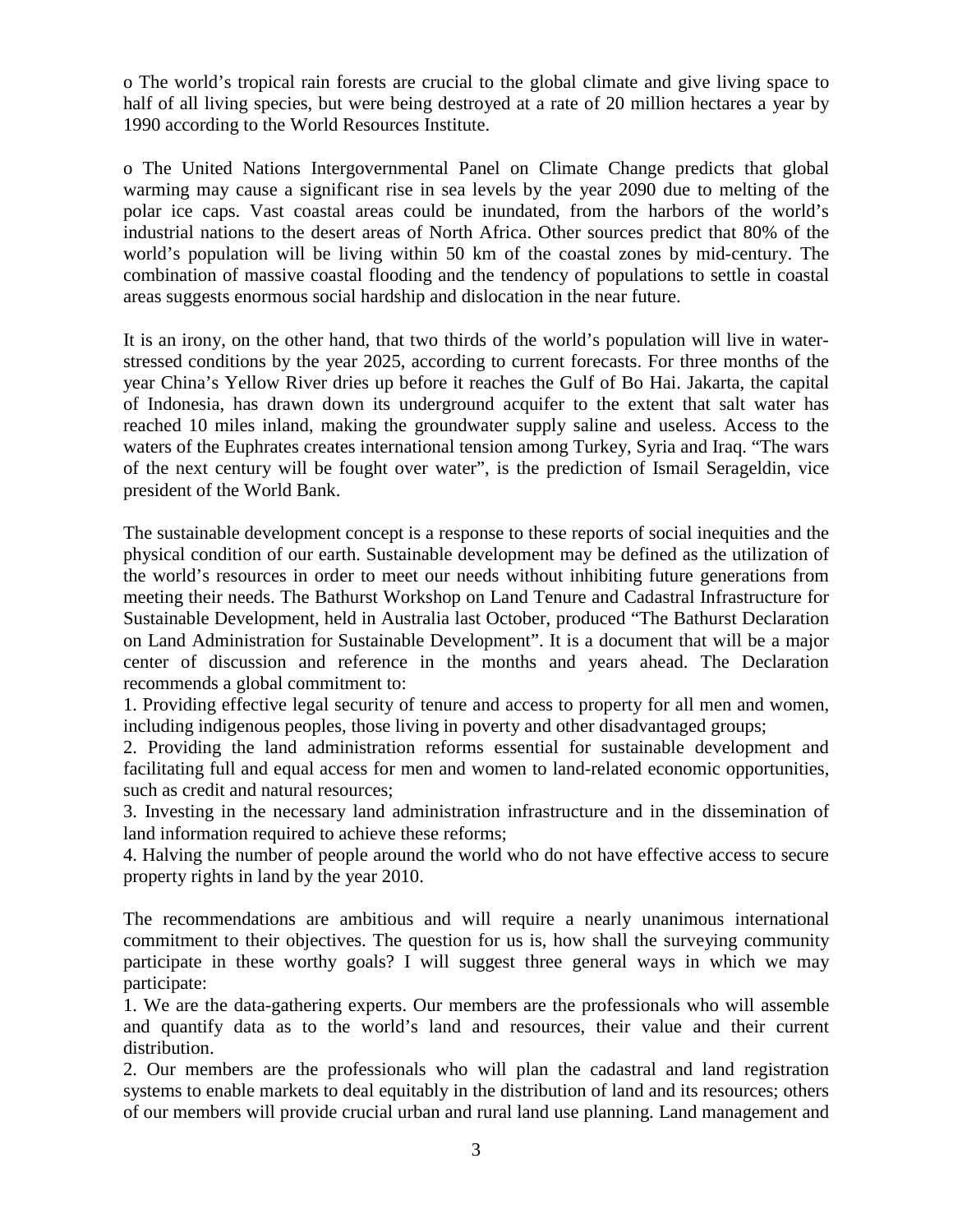o The world's tropical rain forests are crucial to the global climate and give living space to half of all living species, but were being destroyed at a rate of 20 million hectares a year by 1990 according to the World Resources Institute.

o The United Nations Intergovernmental Panel on Climate Change predicts that global warming may cause a significant rise in sea levels by the year 2090 due to melting of the polar ice caps. Vast coastal areas could be inundated, from the harbors of the world's industrial nations to the desert areas of North Africa. Other sources predict that 80% of the world's population will be living within 50 km of the coastal zones by mid-century. The combination of massive coastal flooding and the tendency of populations to settle in coastal areas suggests enormous social hardship and dislocation in the near future.

It is an irony, on the other hand, that two thirds of the world's population will live in water-stressed conditions by the year 2025, according to current forecasts. For three months of the year China's Yellow River dries up before it reaches the Gulf of Bo Hai. Jakarta, the capital of Indonesia, has drawn down its underground acquifer to the extent that salt water has reached 10 miles inland, making the groundwater supply saline and useless. Access to the waters of the Euphrates creates international tension among Turkey, Syria and Iraq. "The wars of the next century will be fought over water", is the prediction of Ismail Serageldin, vice president of the World Bank.

The sustainable development concept is a response to these reports of social inequities and the physical condition of our earth. Sustainable development may be defined as the utilization of the world's resources in order to meet our needs without inhibiting future generations from meeting their needs. The Bathurst Workshop on Land Tenure and Cadastral Infrastructure for Sustainable Development, held in Australia last October, produced "The Bathurst Declaration on Land Administration for Sustainable Development". It is a document that will be a major center of discussion and reference in the months and years ahead. The Declaration recommends a global commitment to:

1. Providing effective legal security of tenure and access to property for all men and women, including indigenous peoples, those living in poverty and other disadvantaged groups;
2. Providing the land administration reforms essential for sustainable development and facilitating full and equal access for men and women to land-related economic opportunities, such as credit and natural resources;
3. Investing in the necessary land administration infrastructure and in the dissemination of land information required to achieve these reforms;
4. Halving the number of people around the world who do not have effective access to secure property rights in land by the year 2010.

The recommendations are ambitious and will require a nearly unanimous international commitment to their objectives. The question for us is, how shall the surveying community participate in these worthy goals? I will suggest three general ways in which we may participate:

1. We are the data-gathering experts. Our members are the professionals who will assemble and quantify data as to the world's land and resources, their value and their current distribution.
2. Our members are the professionals who will plan the cadastral and land registration systems to enable markets to deal equitably in the distribution of land and its resources; others of our members will provide crucial urban and rural land use planning. Land management and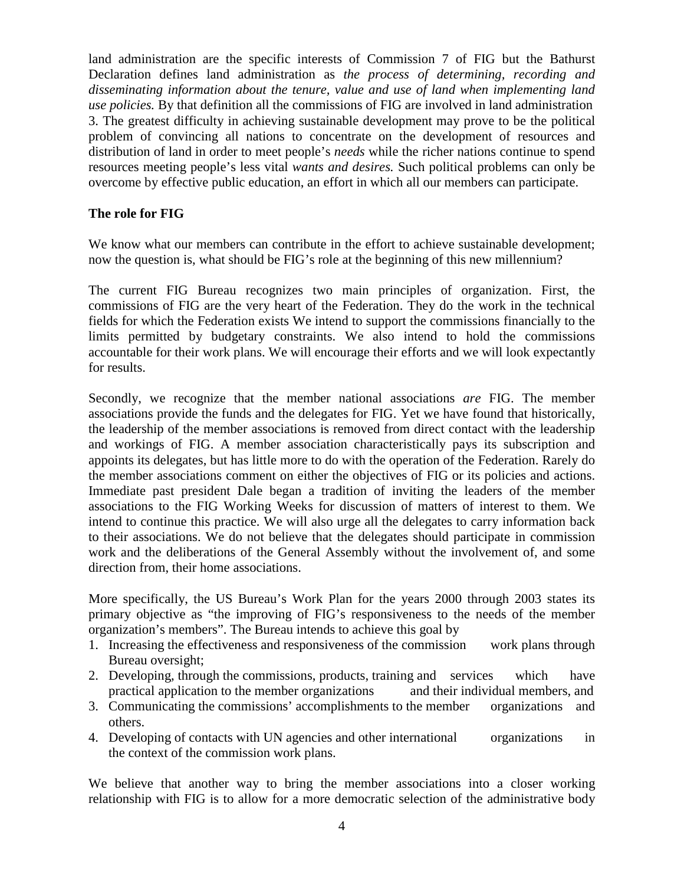land administration are the specific interests of Commission 7 of FIG but the Bathurst Declaration defines land administration as *the process of determining, recording and disseminating information about the tenure, value and use of land when implementing land use policies.* By that definition all the commissions of FIG are involved in land administration
3. The greatest difficulty in achieving sustainable development may prove to be the political problem of convincing all nations to concentrate on the development of resources and distribution of land in order to meet people's *needs* while the richer nations continue to spend resources meeting people's less vital *wants and desires.* Such political problems can only be overcome by effective public education, an effort in which all our members can participate.

**The role for FIG**

We know what our members can contribute in the effort to achieve sustainable development; now the question is, what should be FIG's role at the beginning of this new millennium?

The current FIG Bureau recognizes two main principles of organization. First, the commissions of FIG are the very heart of the Federation. They do the work in the technical fields for which the Federation exists We intend to support the commissions financially to the limits permitted by budgetary constraints. We also intend to hold the commissions accountable for their work plans. We will encourage their efforts and we will look expectantly for results.

Secondly, we recognize that the member national associations *are* FIG. The member associations provide the funds and the delegates for FIG. Yet we have found that historically, the leadership of the member associations is removed from direct contact with the leadership and workings of FIG. A member association characteristically pays its subscription and appoints its delegates, but has little more to do with the operation of the Federation. Rarely do the member associations comment on either the objectives of FIG or its policies and actions. Immediate past president Dale began a tradition of inviting the leaders of the member associations to the FIG Working Weeks for discussion of matters of interest to them. We intend to continue this practice. We will also urge all the delegates to carry information back to their associations. We do not believe that the delegates should participate in commission work and the deliberations of the General Assembly without the involvement of, and some direction from, their home associations.

More specifically, the US Bureau's Work Plan for the years 2000 through 2003 states its primary objective as "the improving of FIG's responsiveness to the needs of the member organization's members". The Bureau intends to achieve this goal by

1. Increasing the effectiveness and responsiveness of the commission work plans through Bureau oversight;
2. Developing, through the commissions, products, training and services which have practical application to the member organizations and their individual members, and
3. Communicating the commissions' accomplishments to the member organizations and others.
4. Developing of contacts with UN agencies and other international organizations in the context of the commission work plans.

We believe that another way to bring the member associations into a closer working relationship with FIG is to allow for a more democratic selection of the administrative body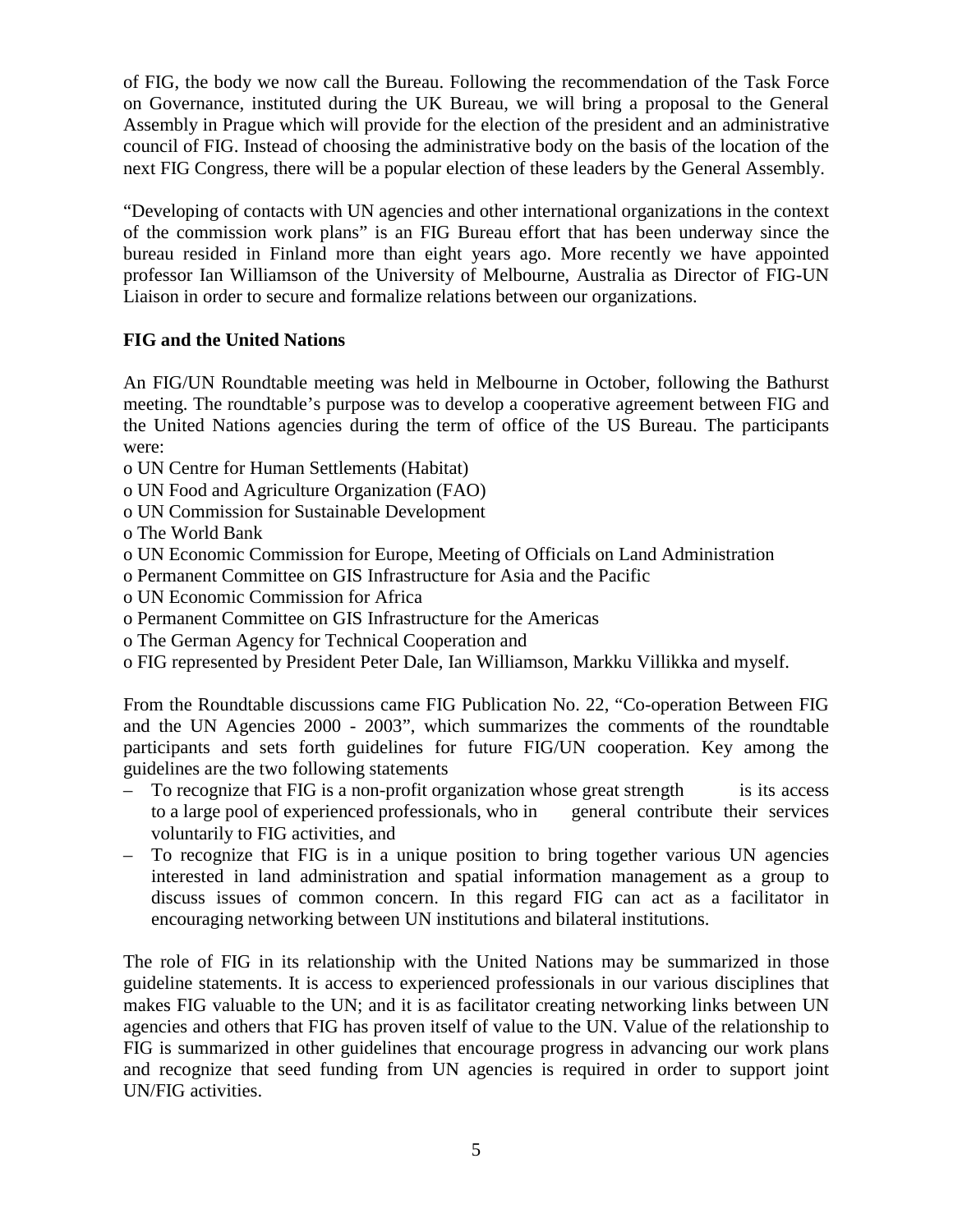of FIG, the body we now call the Bureau. Following the recommendation of the Task Force on Governance, instituted during the UK Bureau, we will bring a proposal to the General Assembly in Prague which will provide for the election of the president and an administrative council of FIG. Instead of choosing the administrative body on the basis of the location of the next FIG Congress, there will be a popular election of these leaders by the General Assembly.

"Developing of contacts with UN agencies and other international organizations in the context of the commission work plans" is an FIG Bureau effort that has been underway since the bureau resided in Finland more than eight years ago. More recently we have appointed professor Ian Williamson of the University of Melbourne, Australia as Director of FIG-UN Liaison in order to secure and formalize relations between our organizations.

**FIG and the United Nations**

An FIG/UN Roundtable meeting was held in Melbourne in October, following the Bathurst meeting. The roundtable's purpose was to develop a cooperative agreement between FIG and the United Nations agencies during the term of office of the US Bureau. The participants were:

- UN Centre for Human Settlements (Habitat)
- UN Food and Agriculture Organization (FAO)
- UN Commission for Sustainable Development
- The World Bank
- UN Economic Commission for Europe, Meeting of Officials on Land Administration
- Permanent Committee on GIS Infrastructure for Asia and the Pacific
- UN Economic Commission for Africa
- Permanent Committee on GIS Infrastructure for the Americas
- The German Agency for Technical Cooperation and
- FIG represented by President Peter Dale, Ian Williamson, Markku Villikka and myself.

From the Roundtable discussions came FIG Publication No. 22, "Co-operation Between FIG and the UN Agencies 2000 - 2003", which summarizes the comments of the roundtable participants and sets forth guidelines for future FIG/UN cooperation. Key among the guidelines are the two following statements

- To recognize that FIG is a non-profit organization whose great strength is its access to a large pool of experienced professionals, who in general contribute their services voluntarily to FIG activities, and
- To recognize that FIG is in a unique position to bring together various UN agencies interested in land administration and spatial information management as a group to discuss issues of common concern. In this regard FIG can act as a facilitator in encouraging networking between UN institutions and bilateral institutions.

The role of FIG in its relationship with the United Nations may be summarized in those guideline statements. It is access to experienced professionals in our various disciplines that makes FIG valuable to the UN; and it is as facilitator creating networking links between UN agencies and others that FIG has proven itself of value to the UN. Value of the relationship to FIG is summarized in other guidelines that encourage progress in advancing our work plans and recognize that seed funding from UN agencies is required in order to support joint UN/FIG activities.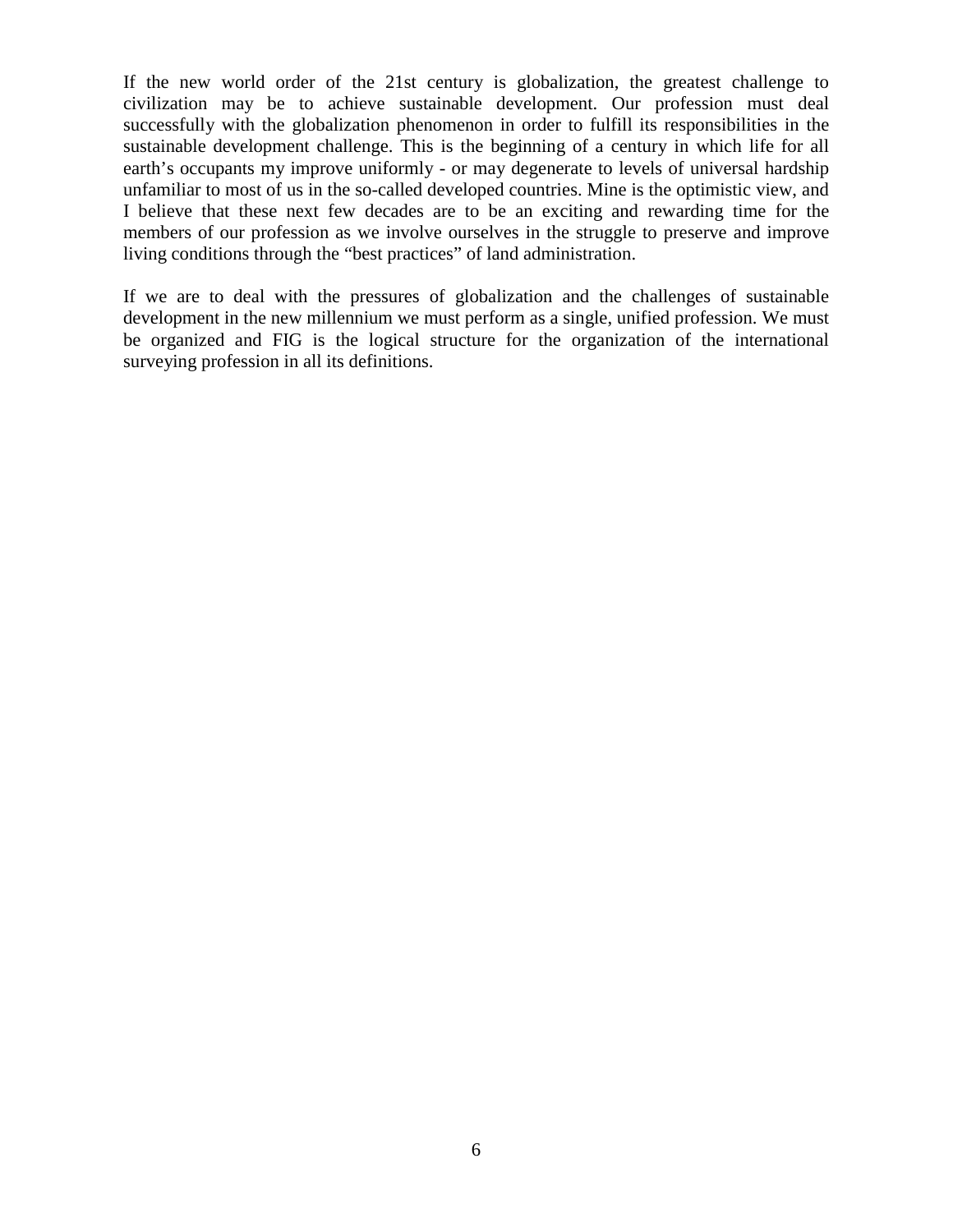If the new world order of the 21st century is globalization, the greatest challenge to civilization may be to achieve sustainable development. Our profession must deal successfully with the globalization phenomenon in order to fulfill its responsibilities in the sustainable development challenge. This is the beginning of a century in which life for all earth's occupants my improve uniformly - or may degenerate to levels of universal hardship unfamiliar to most of us in the so-called developed countries. Mine is the optimistic view, and I believe that these next few decades are to be an exciting and rewarding time for the members of our profession as we involve ourselves in the struggle to preserve and improve living conditions through the "best practices" of land administration.

If we are to deal with the pressures of globalization and the challenges of sustainable development in the new millennium we must perform as a single, unified profession. We must be organized and FIG is the logical structure for the organization of the international surveying profession in all its definitions.